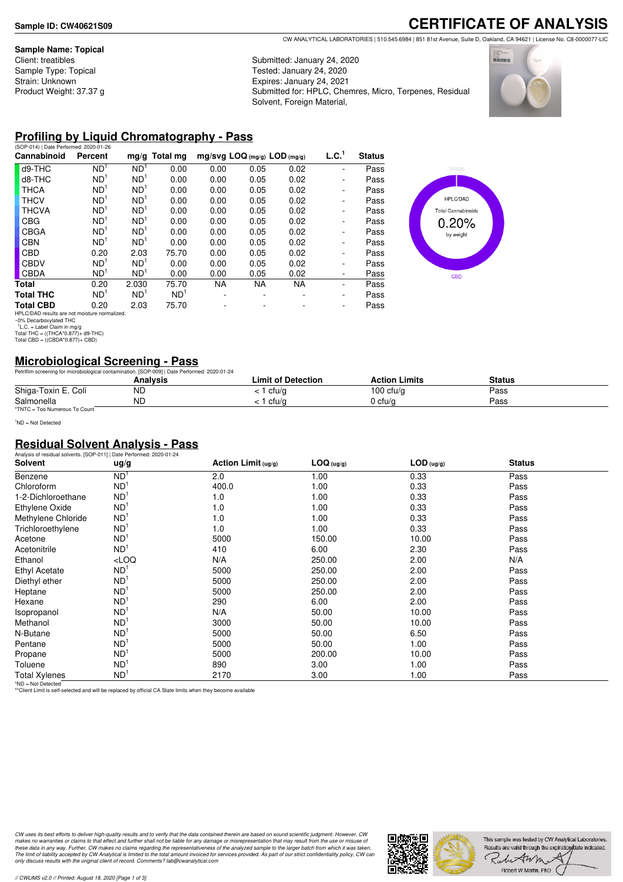**Sample ID: CW40621S09**

# CERTIFICATE OF ANALYSIS

CW ANALYTICAL LABORATORIES | 510.545.6984 | 851 81st Avenue, Suite D, Oakland, CA 94621 | License No. C8-0000077-LIC

**Sample Name: Topical**
Client: treatibles
Sample Type: Topical
Strain: Unknown
Product Weight: 37.37 g

Submitted: January 24, 2020
Tested: January 24, 2020
Expires: January 24, 2021
Submitted for: HPLC, Chemres, Micro, Terpenes, Residual Solvent, Foreign Material,

## Profiling by Liquid Chromatography - Pass

(SOP-014) | Date Performed: 2020-01-26

| Cannabinoid | Percent | mg/g | Total mg | mg/svg | LOQ (mg/g) | LOD (mg/g) | L.C.[1] | Status |
|---|---|---|---|---|---|---|---|---|
| d9-THC | ND[1] | ND[1] | 0.00 | 0.00 | 0.05 | 0.02 | - | Pass |
| d8-THC | ND[1] | ND[1] | 0.00 | 0.00 | 0.05 | 0.02 | - | Pass |
| THCA | ND[1] | ND[1] | 0.00 | 0.00 | 0.05 | 0.02 | - | Pass |
| THCV | ND[1] | ND[1] | 0.00 | 0.00 | 0.05 | 0.02 | - | Pass |
| THCVA | ND[1] | ND[1] | 0.00 | 0.00 | 0.05 | 0.02 | - | Pass |
| CBG | ND[1] | ND[1] | 0.00 | 0.00 | 0.05 | 0.02 | - | Pass |
| CBGA | ND[1] | ND[1] | 0.00 | 0.00 | 0.05 | 0.02 | - | Pass |
| CBN | ND[1] | ND[1] | 0.00 | 0.00 | 0.05 | 0.02 | - | Pass |
| CBD | 0.20 | 2.03 | 75.70 | 0.00 | 0.05 | 0.02 | - | Pass |
| CBDV | ND[1] | ND[1] | 0.00 | 0.00 | 0.05 | 0.02 | - | Pass |
| CBDA | ND[1] | ND[1] | 0.00 | 0.00 | 0.05 | 0.02 | - | Pass |
| **Total** | 0.20 | 2.030 | 75.70 | NA | NA | NA | - | Pass |
| **Total THC** | ND[1] | ND[1] | ND[1] | - | - | - | - | Pass |
| **Total CBD** | 0.20 | 2.03 | 75.70 | - | - | - | - | Pass |

HPLC/DAD results are not moisture normalized.
~0% Decarboxylated THC
[1]L.C. = Label Claim in mg/g
Total THC = ((THCA*0.877)+ d9-THC)
Total CBD = ((CBDA*0.877)+ CBD)

HPLC/DAD
Total Cannabinoids
0.20%
by weight
CBD

## Microbiological Screening - Pass

Petrifilm screening for microbiological contamination. [SOP-009] | Date Performed: 2020-01-24

| | Analysis | Limit of Detection | Action Limits | Status |
|---|---|---|---|---|
| Shiga-Toxin E. Coli | ND | < 1 cfu/g | 100 cfu/g | Pass |
| Salmonella | ND | < 1 cfu/g | 0 cfu/g | Pass |

*TNTC = Too Numerous To Count

[1]ND = Not Detected

## Residual Solvent Analysis - Pass

Analysis of residual solvents. [SOP-011] | Date Performed: 2020-01-24

| Solvent | ug/g | Action Limit (ug/g) | LOQ (ug/g) | LOD (ug/g) | Status |
|---|---|---|---|---|---|
| Benzene | ND[1] | 2.0 | 1.00 | 0.33 | Pass |
| Chloroform | ND[1] | 400.0 | 1.00 | 0.33 | Pass |
| 1-2-Dichloroethane | ND[1] | 1.0 | 1.00 | 0.33 | Pass |
| Ethylene Oxide | ND[1] | 1.0 | 1.00 | 0.33 | Pass |
| Methylene Chloride | ND[1] | 1.0 | 1.00 | 0.33 | Pass |
| Trichloroethylene | ND[1] | 1.0 | 1.00 | 0.33 | Pass |
| Acetone | ND[1] | 5000 | 150.00 | 10.00 | Pass |
| Acetonitrile | ND[1] | 410 | 6.00 | 2.30 | Pass |
| Ethanol | <LOQ | N/A | 250.00 | 2.00 | N/A |
| Ethyl Acetate | ND[1] | 5000 | 250.00 | 2.00 | Pass |
| Diethyl ether | ND[1] | 5000 | 250.00 | 2.00 | Pass |
| Heptane | ND[1] | 5000 | 250.00 | 2.00 | Pass |
| Hexane | ND[1] | 290 | 6.00 | 2.00 | Pass |
| Isopropanol | ND[1] | N/A | 50.00 | 10.00 | Pass |
| Methanol | ND[1] | 3000 | 50.00 | 10.00 | Pass |
| N-Butane | ND[1] | 5000 | 50.00 | 6.50 | Pass |
| Pentane | ND[1] | 5000 | 50.00 | 1.00 | Pass |
| Propane | ND[1] | 5000 | 200.00 | 10.00 | Pass |
| Toluene | ND[1] | 890 | 3.00 | 1.00 | Pass |
| Total Xylenes | ND[1] | 2170 | 3.00 | 1.00 | Pass |

*ND = Not Detected
**Client Limit is self-selected and will be replaced by official CA State limits when they become available

*CW uses its best efforts to deliver high-quality results and to verify that the data contained therein are based on sound scientific judgment. However, CW makes no warranties or claims to that effect and further shall not be liable for any damage or misrepresentation that may result from the use or misuse of these data in any way. Further, CW makes no claims regarding the representativeness of the analyzed sample to the larger batch from which it was taken. The limit of liability accepted by CW Analytical is limited to the total amount invoiced for services provided. As part of our strict confidentiality policy, CW can only discuss results with the original client of record. Comments? lab@cwanalytical.com*

This sample was tested by CW Analytical Laboratories. Results are valid through the expiration date indicated.

Robert W Martin, PhD

// CWLIMS v2.0 // Printed: August 18, 2020 [Page 1 of 3]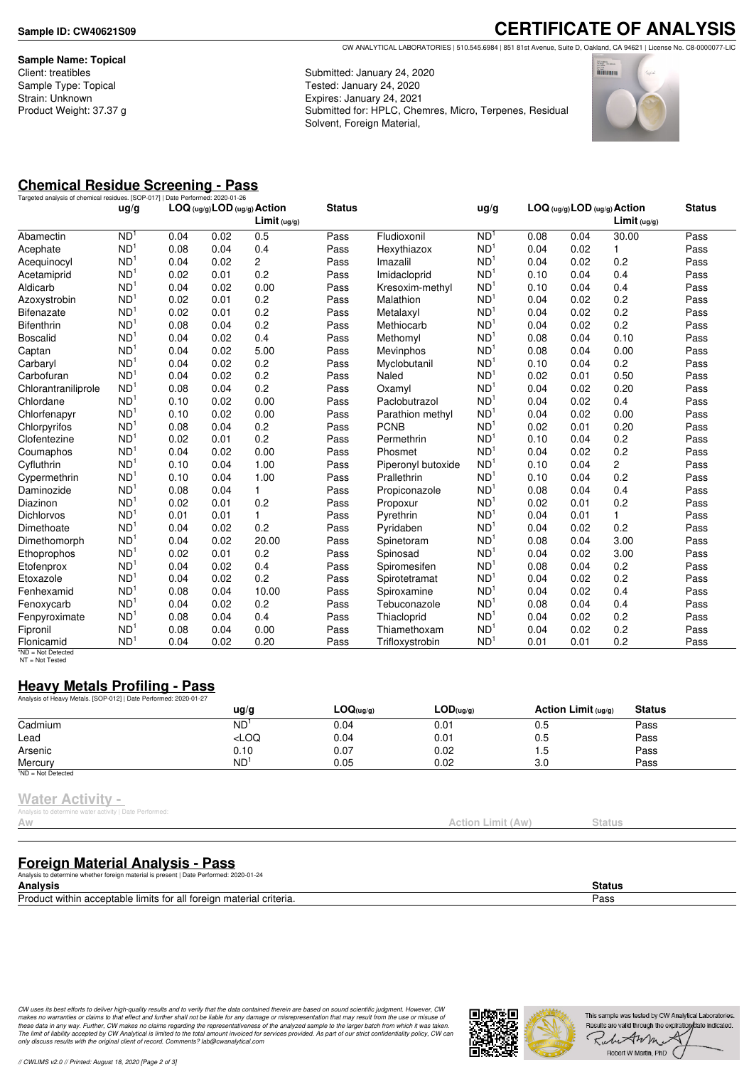**Sample ID: CW40621S09**

# CERTIFICATE OF ANALYSIS

CW ANALYTICAL LABORATORIES | 510.545.6984 | 851 81st Avenue, Suite D, Oakland, CA 94621 | License No. C8-0000077-LIC

**Sample Name: Topical**
Client: treatibles
Sample Type: Topical
Strain: Unknown
Product Weight: 37.37 g

Submitted: January 24, 2020
Tested: January 24, 2020
Expires: January 24, 2021
Submitted for: HPLC, Chemres, Micro, Terpenes, Residual Solvent, Foreign Material,

## Chemical Residue Screening - Pass

Targeted analysis of chemical residues. [SOP-017] | Date Performed: 2020-01-26

| | ug/g | LOQ (ug/g) | LOD (ug/g) | Action Limit (ug/g) | Status |
|---|---|---|---|---|---|
| Abamectin | ND[1] | 0.04 | 0.02 | 0.5 | Pass |
| Acephate | ND[1] | 0.08 | 0.04 | 0.4 | Pass |
| Acequinocyl | ND[1] | 0.04 | 0.02 | 2 | Pass |
| Acetamiprid | ND[1] | 0.02 | 0.01 | 0.2 | Pass |
| Aldicarb | ND[1] | 0.04 | 0.02 | 0.00 | Pass |
| Azoxystrobin | ND[1] | 0.02 | 0.01 | 0.2 | Pass |
| Bifenazate | ND[1] | 0.02 | 0.01 | 0.2 | Pass |
| Bifenthrin | ND[1] | 0.08 | 0.04 | 0.2 | Pass |
| Boscalid | ND[1] | 0.04 | 0.02 | 0.4 | Pass |
| Captan | ND[1] | 0.04 | 0.02 | 5.00 | Pass |
| Carbaryl | ND[1] | 0.04 | 0.02 | 0.2 | Pass |
| Carbofuran | ND[1] | 0.04 | 0.02 | 0.2 | Pass |
| Chlorantraniliprole | ND[1] | 0.08 | 0.04 | 0.2 | Pass |
| Chlordane | ND[1] | 0.10 | 0.02 | 0.00 | Pass |
| Chlorfenapyr | ND[1] | 0.10 | 0.02 | 0.00 | Pass |
| Chlorpyrifos | ND[1] | 0.08 | 0.04 | 0.2 | Pass |
| Clofentezine | ND[1] | 0.02 | 0.01 | 0.2 | Pass |
| Coumaphos | ND[1] | 0.04 | 0.02 | 0.00 | Pass |
| Cyfluthrin | ND[1] | 0.10 | 0.04 | 1.00 | Pass |
| Cypermethrin | ND[1] | 0.10 | 0.04 | 1.00 | Pass |
| Daminozide | ND[1] | 0.08 | 0.04 | 1 | Pass |
| Diazinon | ND[1] | 0.02 | 0.01 | 0.2 | Pass |
| Dichlorvos | ND[1] | 0.01 | 0.01 | 1 | Pass |
| Dimethoate | ND[1] | 0.04 | 0.02 | 0.2 | Pass |
| Dimethomorph | ND[1] | 0.04 | 0.02 | 20.00 | Pass |
| Ethoprophos | ND[1] | 0.02 | 0.01 | 0.2 | Pass |
| Etofenprox | ND[1] | 0.04 | 0.02 | 0.4 | Pass |
| Etoxazole | ND[1] | 0.04 | 0.02 | 0.2 | Pass |
| Fenhexamid | ND[1] | 0.08 | 0.04 | 10.00 | Pass |
| Fenoxycarb | ND[1] | 0.04 | 0.02 | 0.2 | Pass |
| Fenpyroximate | ND[1] | 0.08 | 0.04 | 0.4 | Pass |
| Fipronil | ND[1] | 0.08 | 0.04 | 0.00 | Pass |
| Flonicamid | ND[1] | 0.04 | 0.02 | 0.20 | Pass |
| Fludioxonil | ND[1] | 0.08 | 0.04 | 30.00 | Pass |
| Hexythiazox | ND[1] | 0.04 | 0.02 | 1 | Pass |
| Imazalil | ND[1] | 0.04 | 0.02 | 0.2 | Pass |
| Imidacloprid | ND[1] | 0.10 | 0.04 | 0.4 | Pass |
| Kresoxim-methyl | ND[1] | 0.10 | 0.04 | 0.4 | Pass |
| Malathion | ND[1] | 0.04 | 0.02 | 0.2 | Pass |
| Metalaxyl | ND[1] | 0.04 | 0.02 | 0.2 | Pass |
| Methiocarb | ND[1] | 0.04 | 0.02 | 0.2 | Pass |
| Methomyl | ND[1] | 0.08 | 0.04 | 0.10 | Pass |
| Mevinphos | ND[1] | 0.08 | 0.04 | 0.00 | Pass |
| Myclobutanil | ND[1] | 0.10 | 0.04 | 0.2 | Pass |
| Naled | ND[1] | 0.02 | 0.01 | 0.50 | Pass |
| Oxamyl | ND[1] | 0.04 | 0.02 | 0.20 | Pass |
| Paclobutrazol | ND[1] | 0.04 | 0.02 | 0.4 | Pass |
| Parathion methyl | ND[1] | 0.04 | 0.02 | 0.00 | Pass |
| PCNB | ND[1] | 0.02 | 0.01 | 0.20 | Pass |
| Permethrin | ND[1] | 0.10 | 0.04 | 0.2 | Pass |
| Phosmet | ND[1] | 0.04 | 0.02 | 0.2 | Pass |
| Piperonyl butoxide | ND[1] | 0.10 | 0.04 | 2 | Pass |
| Prallethrin | ND[1] | 0.10 | 0.04 | 0.2 | Pass |
| Propiconazole | ND[1] | 0.08 | 0.04 | 0.4 | Pass |
| Propoxur | ND[1] | 0.02 | 0.01 | 0.2 | Pass |
| Pyrethrin | ND[1] | 0.04 | 0.01 | 1 | Pass |
| Pyridaben | ND[1] | 0.04 | 0.02 | 0.2 | Pass |
| Spinetoram | ND[1] | 0.08 | 0.04 | 3.00 | Pass |
| Spinosad | ND[1] | 0.04 | 0.02 | 3.00 | Pass |
| Spiromesifen | ND[1] | 0.08 | 0.04 | 0.2 | Pass |
| Spirotetramat | ND[1] | 0.04 | 0.02 | 0.2 | Pass |
| Spiroxamine | ND[1] | 0.04 | 0.02 | 0.4 | Pass |
| Tebuconazole | ND[1] | 0.08 | 0.04 | 0.4 | Pass |
| Thiacloprid | ND[1] | 0.04 | 0.02 | 0.2 | Pass |
| Thiamethoxam | ND[1] | 0.04 | 0.02 | 0.2 | Pass |
| Trifloxystrobin | ND[1] | 0.01 | 0.01 | 0.2 | Pass |

[1]ND = Not Detected
NT = Not Tested

## Heavy Metals Profiling - Pass

Analysis of Heavy Metals. [SOP-012] | Date Performed: 2020-01-27

| | ug/g | LOQ(ug/g) | LOD(ug/g) | Action Limit (ug/g) | Status |
|---|---|---|---|---|---|
| Cadmium | ND[1] | 0.04 | 0.01 | 0.5 | Pass |
| Lead | <LOQ | 0.04 | 0.01 | 0.5 | Pass |
| Arsenic | 0.10 | 0.07 | 0.02 | 1.5 | Pass |
| Mercury | ND[1] | 0.05 | 0.02 | 3.0 | Pass |

[1]ND = Not Detected

## Water Activity -

Analysis to determine water activity | Date Performed:

| Aw | Action Limit (Aw) | Status |
|---|---|---|

## Foreign Material Analysis - Pass

Analysis to determine whether foreign material is present | Date Performed: 2020-01-24

| Analysis | Status |
|---|---|
| Product within acceptable limits for all foreign material criteria. | Pass |

*CW uses its best efforts to deliver high-quality results and to verify that the data contained therein are based on sound scientific judgment. However, CW makes no warranties or claims to that effect and further shall not be liable for any damage or misrepresentation that may result from the use or misuse of these data in any way. Further, CW makes no claims regarding the representativeness of the analyzed sample to the larger batch from which it was taken. The limit of liability accepted by CW Analytical is limited to the total amount invoiced for services provided. As part of our strict confidentiality policy, CW can only discuss results with the original client of record. Comments? lab@cwanalytical.com*

This sample was tested by CW Analytical Laboratories. Results are valid through the expiration date indicated.

Robert W Martin, PhD

// CWLIMS v2.0 // Printed: August 18, 2020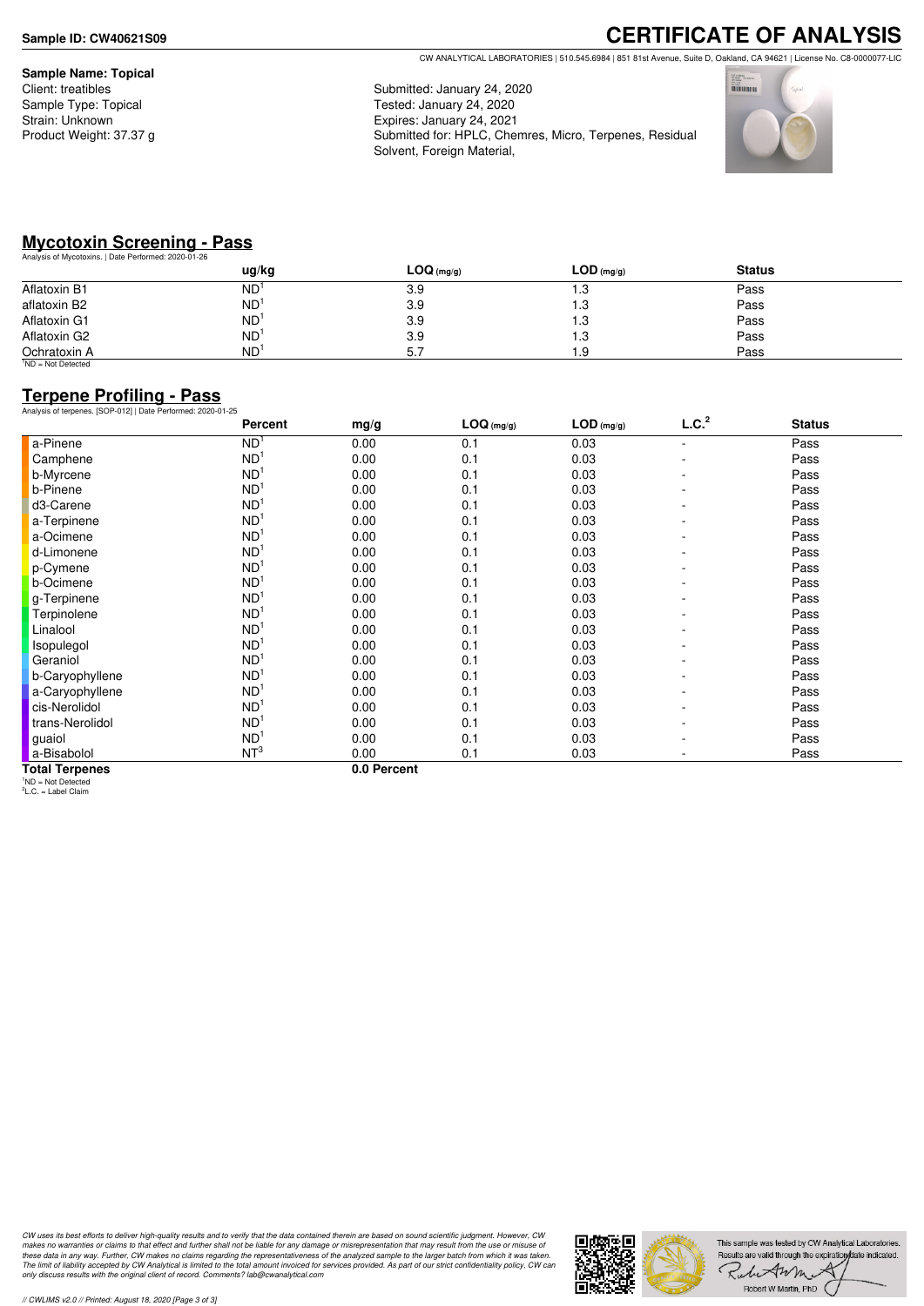**Sample ID: CW40621S09**

# CERTIFICATE OF ANALYSIS

CW ANALYTICAL LABORATORIES | 510.545.6984 | 851 81st Avenue, Suite D, Oakland, CA 94621 | License No. C8-0000077-LIC

**Sample Name: Topical**
Client: treatibles
Sample Type: Topical
Strain: Unknown
Product Weight: 37.37 g

Submitted: January 24, 2020
Tested: January 24, 2020
Expires: January 24, 2021
Submitted for: HPLC, Chemres, Micro, Terpenes, Residual Solvent, Foreign Material,

## Mycotoxin Screening - Pass

Analysis of Mycotoxins. | Date Performed: 2020-01-26

| | ug/kg | LOQ (mg/g) | LOD (mg/g) | Status |
|---|---|---|---|---|
| Aflatoxin B1 | ND[1] | 3.9 | 1.3 | Pass |
| aflatoxin B2 | ND[1] | 3.9 | 1.3 | Pass |
| Aflatoxin G1 | ND[1] | 3.9 | 1.3 | Pass |
| Aflatoxin G2 | ND[1] | 3.9 | 1.3 | Pass |
| Ochratoxin A | ND[1] | 5.7 | 1.9 | Pass |

[1]ND = Not Detected

## Terpene Profiling - Pass

Analysis of terpenes. [SOP-012] | Date Performed: 2020-01-25

| | Percent | mg/g | LOQ (mg/g) | LOD (mg/g) | L.C.[2] | Status |
|---|---|---|---|---|---|---|
| a-Pinene | ND[1] | 0.00 | 0.1 | 0.03 | - | Pass |
| Camphene | ND[1] | 0.00 | 0.1 | 0.03 | - | Pass |
| b-Myrcene | ND[1] | 0.00 | 0.1 | 0.03 | - | Pass |
| b-Pinene | ND[1] | 0.00 | 0.1 | 0.03 | - | Pass |
| d3-Carene | ND[1] | 0.00 | 0.1 | 0.03 | - | Pass |
| a-Terpinene | ND[1] | 0.00 | 0.1 | 0.03 | - | Pass |
| a-Ocimene | ND[1] | 0.00 | 0.1 | 0.03 | - | Pass |
| d-Limonene | ND[1] | 0.00 | 0.1 | 0.03 | - | Pass |
| p-Cymene | ND[1] | 0.00 | 0.1 | 0.03 | - | Pass |
| b-Ocimene | ND[1] | 0.00 | 0.1 | 0.03 | - | Pass |
| g-Terpinene | ND[1] | 0.00 | 0.1 | 0.03 | - | Pass |
| Terpinolene | ND[1] | 0.00 | 0.1 | 0.03 | - | Pass |
| Linalool | ND[1] | 0.00 | 0.1 | 0.03 | - | Pass |
| Isopulegol | ND[1] | 0.00 | 0.1 | 0.03 | - | Pass |
| Geraniol | ND[1] | 0.00 | 0.1 | 0.03 | - | Pass |
| b-Caryophyllene | ND[1] | 0.00 | 0.1 | 0.03 | - | Pass |
| a-Caryophyllene | ND[1] | 0.00 | 0.1 | 0.03 | - | Pass |
| cis-Nerolidol | ND[1] | 0.00 | 0.1 | 0.03 | - | Pass |
| trans-Nerolidol | ND[1] | 0.00 | 0.1 | 0.03 | - | Pass |
| guaiol | ND[1] | 0.00 | 0.1 | 0.03 | - | Pass |
| a-Bisabolol | NT[3] | 0.00 | 0.1 | 0.03 | - | Pass |
| **Total Terpenes** | | **0.0 Percent** | | | | |

[1]ND = Not Detected
[2]L.C. = Label Claim

*CW uses its best efforts to deliver high-quality results and to verify that the data contained therein are based on sound scientific judgment. However, CW makes no warranties or claims to that effect and further shall not be liable for any damage or misrepresentation that may result from the use or misuse of these data in any way. Further, CW makes no claims regarding the representativeness of the analyzed sample to the larger batch from which it was taken. The limit of liability accepted by CW Analytical is limited to the total amount invoiced for services provided. As part of our strict confidentiality policy, CW can only discuss results with the original client of record. Comments? lab@cwanalytical.com*

This sample was tested by CW Analytical Laboratories. Results are valid through the expiration date indicated.

Robert W Martin, PhD

// CWLIMS v2.0 // Printed: August 18, 2020 [Page 3 of 3]